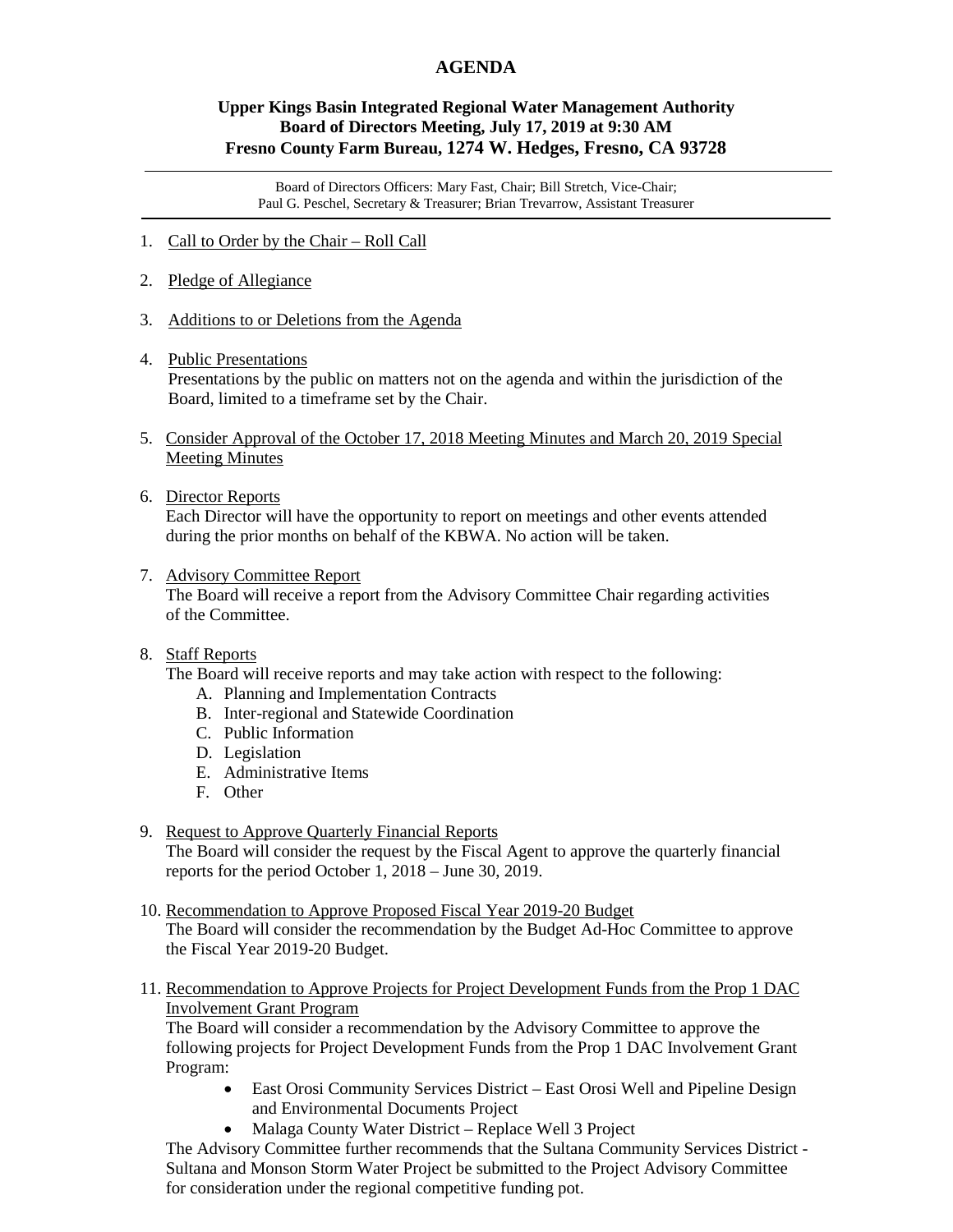# AGENDA

## Upper Kings Basin Integrated Regional Water Management Authority
## Board of Directors Meeting, July 17, 2019 at 9:30 AM
## Fresno County Farm Bureau, 1274 W. Hedges, Fresno, CA 93728

---

Board of Directors Officers: Mary Fast, Chair; Bill Stretch, Vice-Chair;
Paul G. Peschel, Secretary & Treasurer; Brian Trevarrow, Assistant Treasurer

---

1. Call to Order by the Chair – Roll Call

2. Pledge of Allegiance

3. Additions to or Deletions from the Agenda

4. Public Presentations
   Presentations by the public on matters not on the agenda and within the jurisdiction of the Board, limited to a timeframe set by the Chair.

5. Consider Approval of the October 17, 2018 Meeting Minutes and March 20, 2019 Special Meeting Minutes

6. Director Reports
   Each Director will have the opportunity to report on meetings and other events attended during the prior months on behalf of the KBWA. No action will be taken.

7. Advisory Committee Report
   The Board will receive a report from the Advisory Committee Chair regarding activities of the Committee.

8. Staff Reports
   The Board will receive reports and may take action with respect to the following:
   A. Planning and Implementation Contracts
   B. Inter-regional and Statewide Coordination
   C. Public Information
   D. Legislation
   E. Administrative Items
   F. Other

9. Request to Approve Quarterly Financial Reports
   The Board will consider the request by the Fiscal Agent to approve the quarterly financial reports for the period October 1, 2018 – June 30, 2019.

10. Recommendation to Approve Proposed Fiscal Year 2019-20 Budget
    The Board will consider the recommendation by the Budget Ad-Hoc Committee to approve the Fiscal Year 2019-20 Budget.

11. Recommendation to Approve Projects for Project Development Funds from the Prop 1 DAC Involvement Grant Program
    The Board will consider a recommendation by the Advisory Committee to approve the following projects for Project Development Funds from the Prop 1 DAC Involvement Grant Program:
    - East Orosi Community Services District – East Orosi Well and Pipeline Design and Environmental Documents Project
    - Malaga County Water District – Replace Well 3 Project

    The Advisory Committee further recommends that the Sultana Community Services District - Sultana and Monson Storm Water Project be submitted to the Project Advisory Committee for consideration under the regional competitive funding pot.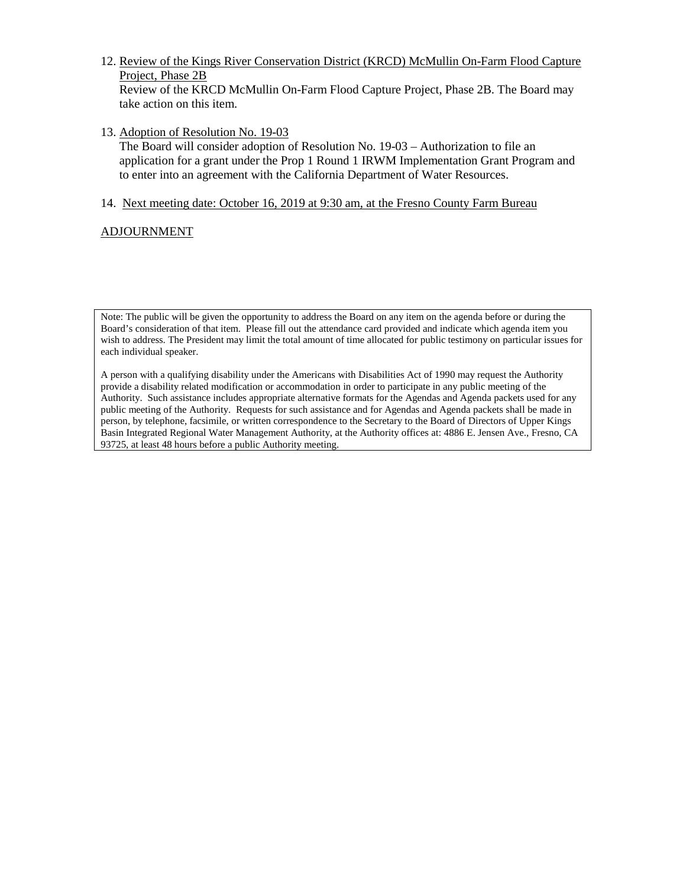12. Review of the Kings River Conservation District (KRCD) McMullin On-Farm Flood Capture Project, Phase 2B
    Review of the KRCD McMullin On-Farm Flood Capture Project, Phase 2B. The Board may take action on this item.

13. Adoption of Resolution No. 19-03
    The Board will consider adoption of Resolution No. 19-03 – Authorization to file an application for a grant under the Prop 1 Round 1 IRWM Implementation Grant Program and to enter into an agreement with the California Department of Water Resources.

14. Next meeting date: October 16, 2019 at 9:30 am, at the Fresno County Farm Bureau

ADJOURNMENT

Note: The public will be given the opportunity to address the Board on any item on the agenda before or during the Board's consideration of that item. Please fill out the attendance card provided and indicate which agenda item you wish to address. The President may limit the total amount of time allocated for public testimony on particular issues for each individual speaker.

A person with a qualifying disability under the Americans with Disabilities Act of 1990 may request the Authority provide a disability related modification or accommodation in order to participate in any public meeting of the Authority. Such assistance includes appropriate alternative formats for the Agendas and Agenda packets used for any public meeting of the Authority. Requests for such assistance and for Agendas and Agenda packets shall be made in person, by telephone, facsimile, or written correspondence to the Secretary to the Board of Directors of Upper Kings Basin Integrated Regional Water Management Authority, at the Authority offices at: 4886 E. Jensen Ave., Fresno, CA 93725, at least 48 hours before a public Authority meeting.